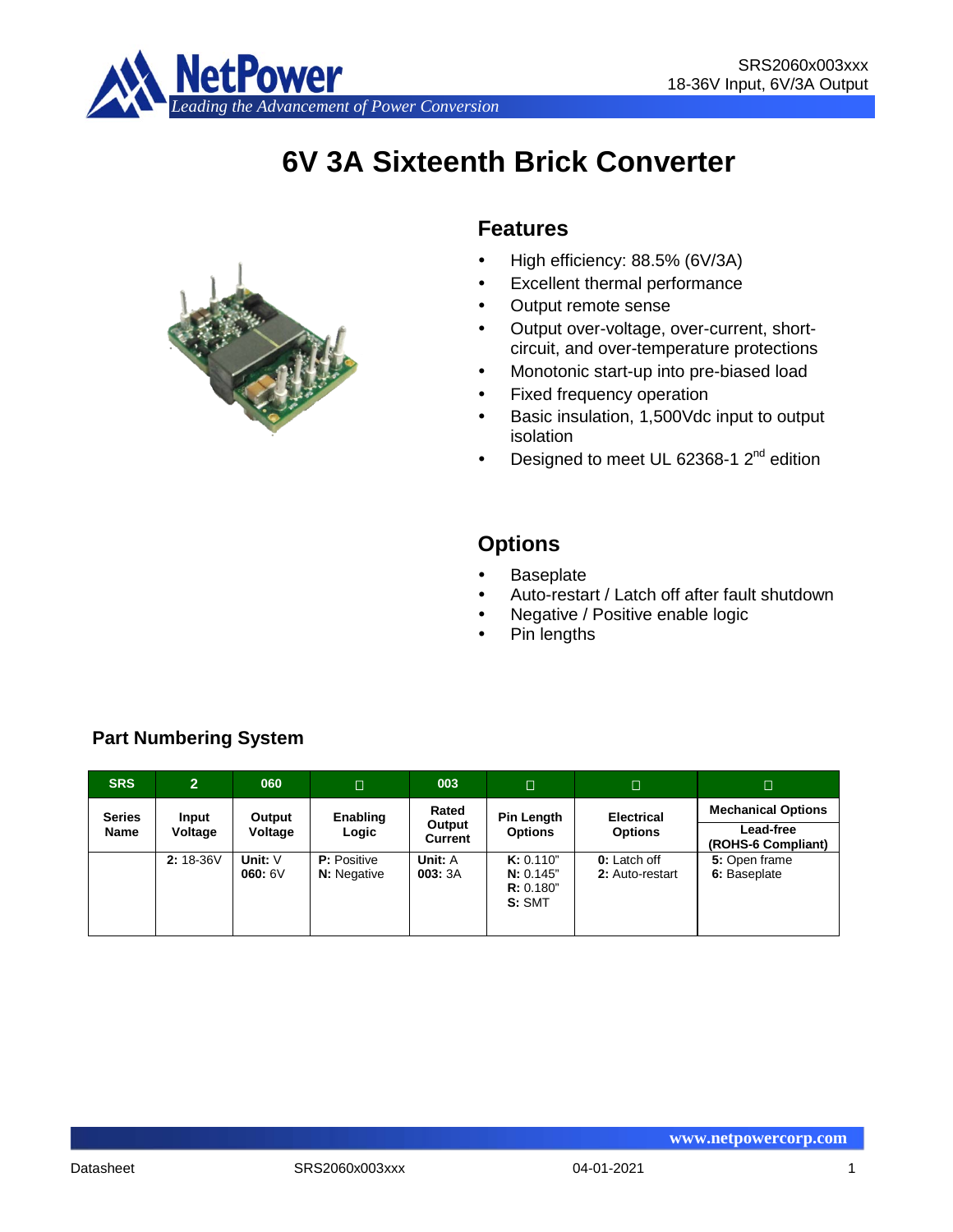# 6V 3A Sixteenth Brick Converter

## Features

- High efficiency: 88.5% (6V/3A)
- Excellent thermal performance
- Output remote sense
- Output over-voltage, over-current, short-circuit, and over-temperature protections
- Monotonic start-up into pre-biased load
- Fixed frequency operation
- Basic insulation, 1,500Vdc input to output isolation
- Designed to meet UL 62368-1 2nd edition

## Options

- Baseplate
- Auto-restart / Latch off after fault shutdown
- Negative / Positive enable logic
- Pin lengths

### Part Numbering System

| SRS | 2 | 060 | □ | 003 | □ | □ | □ |
|---|---|---|---|---|---|---|---|
| Series Name | Input Voltage | Output Voltage | Enabling Logic | Rated Output Current | Pin Length Options | Electrical Options | Mechanical Options<br>Lead-free (ROHS-6 Compliant) |
| | **2:** 18-36V | **Unit:** V<br>**060:** 6V | **P:** Positive<br>**N:** Negative | **Unit:** A<br>**003:** 3A | **K:** 0.110"<br>**N:** 0.145"<br>**R:** 0.180"<br>**S:** SMT | **0:** Latch off<br>**2:** Auto-restart | **5:** Open frame<br>**6:** Baseplate |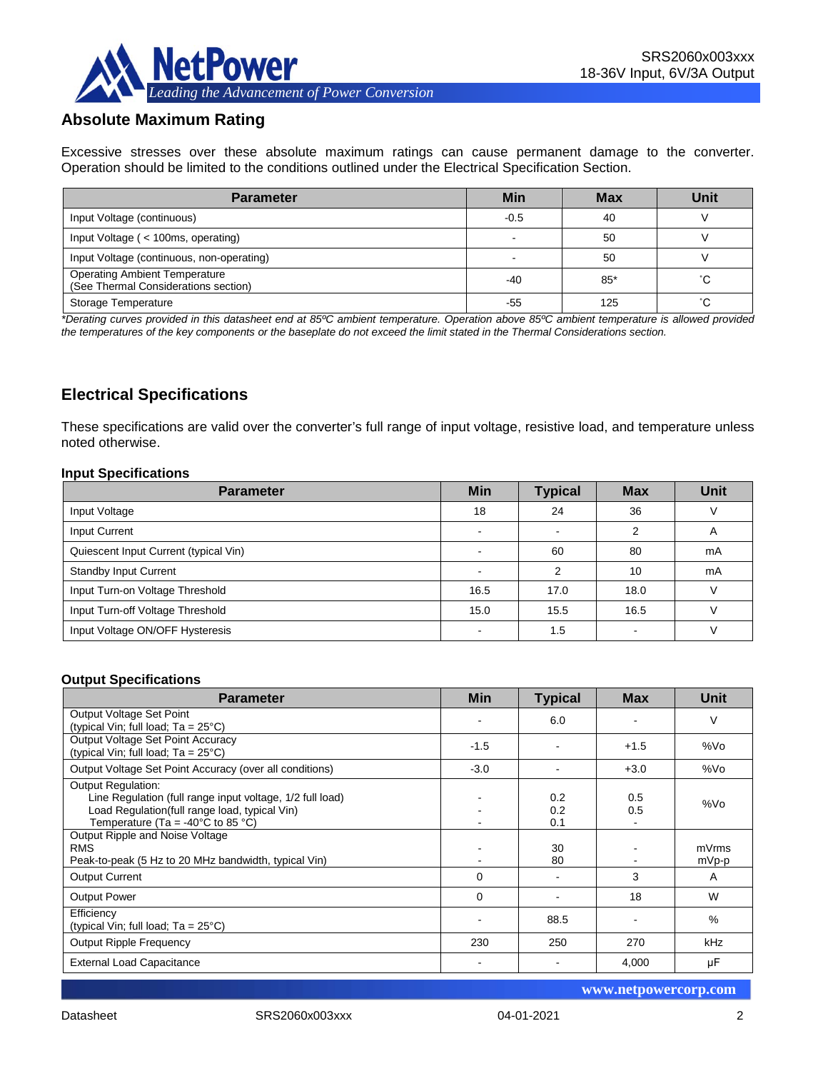## Absolute Maximum Rating

Excessive stresses over these absolute maximum ratings can cause permanent damage to the converter. Operation should be limited to the conditions outlined under the Electrical Specification Section.

| Parameter | Min | Max | Unit |
|---|---|---|---|
| Input Voltage (continuous) | -0.5 | 40 | V |
| Input Voltage ( < 100ms, operating) | - | 50 | V |
| Input Voltage (continuous, non-operating) | - | 50 | V |
| Operating Ambient Temperature (See Thermal Considerations section) | -40 | 85* | ˚C |
| Storage Temperature | -55 | 125 | ˚C |

*\*Derating curves provided in this datasheet end at 85ºC ambient temperature. Operation above 85ºC ambient temperature is allowed provided the temperatures of the key components or the baseplate do not exceed the limit stated in the Thermal Considerations section.*

## Electrical Specifications

These specifications are valid over the converter's full range of input voltage, resistive load, and temperature unless noted otherwise.

### Input Specifications

| Parameter | Min | Typical | Max | Unit |
|---|---|---|---|---|
| Input Voltage | 18 | 24 | 36 | V |
| Input Current | - | - | 2 | A |
| Quiescent Input Current (typical Vin) | - | 60 | 80 | mA |
| Standby Input Current | - | 2 | 10 | mA |
| Input Turn-on Voltage Threshold | 16.5 | 17.0 | 18.0 | V |
| Input Turn-off Voltage Threshold | 15.0 | 15.5 | 16.5 | V |
| Input Voltage ON/OFF Hysteresis | - | 1.5 | - | V |

### Output Specifications

| Parameter | Min | Typical | Max | Unit |
|---|---|---|---|---|
| Output Voltage Set Point (typical Vin; full load; Ta = 25°C) | - | 6.0 | - | V |
| Output Voltage Set Point Accuracy (typical Vin; full load; Ta = 25°C) | -1.5 | - | +1.5 | %Vo |
| Output Voltage Set Point Accuracy (over all conditions) | -3.0 | - | +3.0 | %Vo |
| Output Regulation:<br>Line Regulation (full range input voltage, 1/2 full load)<br>Load Regulation(full range load, typical Vin)<br>Temperature (Ta = -40°C to 85 °C) | <br>-<br>-<br>- | <br>0.2<br>0.2<br>0.1 | <br>0.5<br>0.5<br>- | %Vo |
| Output Ripple and Noise Voltage<br>RMS<br>Peak-to-peak (5 Hz to 20 MHz bandwidth, typical Vin) | <br>-<br>- | <br>30<br>80 | <br>-<br>- | <br>mVrms<br>mVp-p |
| Output Current | 0 | - | 3 | A |
| Output Power | 0 | - | 18 | W |
| Efficiency (typical Vin; full load; Ta = 25°C) | - | 88.5 | - | % |
| Output Ripple Frequency | 230 | 250 | 270 | kHz |
| External Load Capacitance | - | - | 4,000 | μF |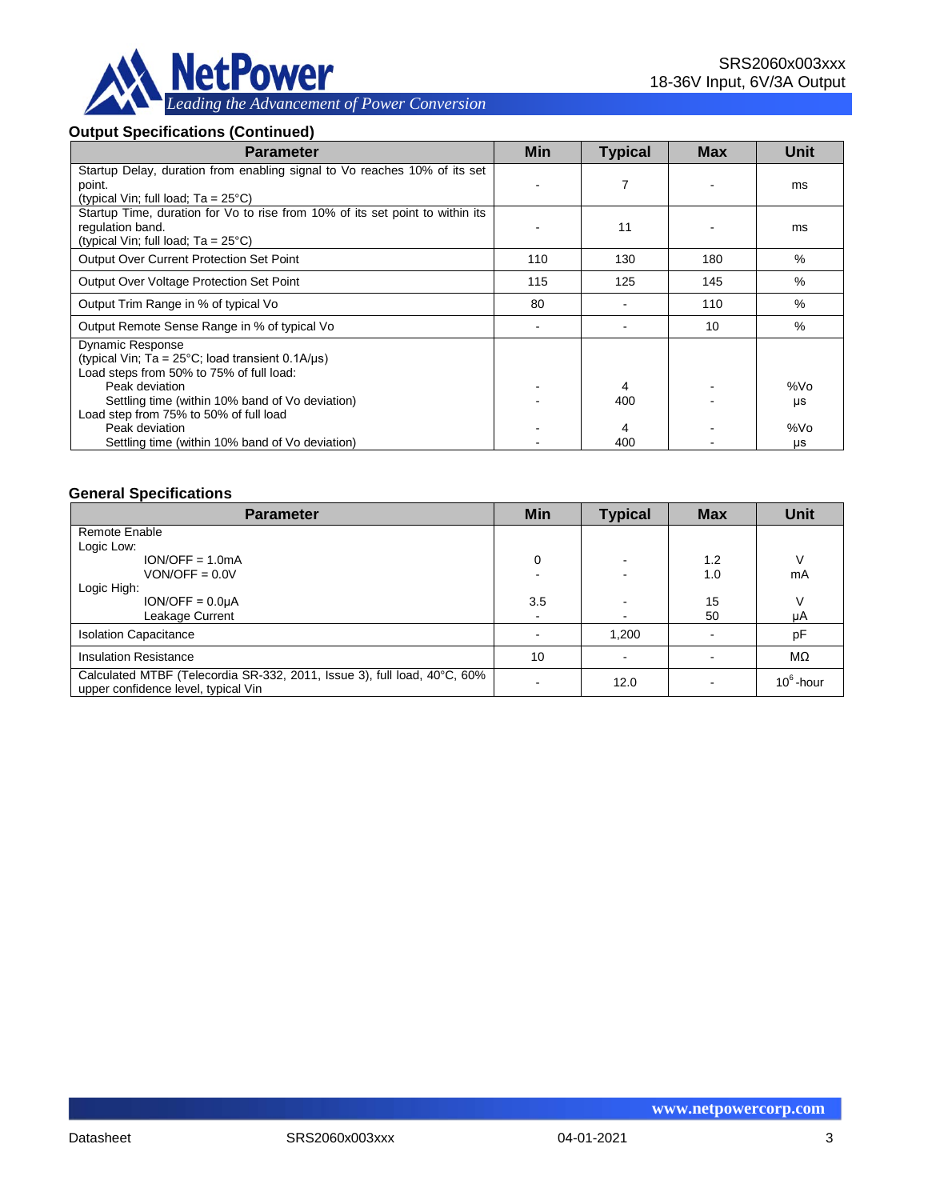### Output Specifications (Continued)

| Parameter | Min | Typical | Max | Unit |
|---|---|---|---|---|
| Startup Delay, duration from enabling signal to Vo reaches 10% of its set point.<br>(typical Vin; full load; Ta = 25°C) | - | 7 | - | ms |
| Startup Time, duration for Vo to rise from 10% of its set point to within its regulation band.<br>(typical Vin; full load; Ta = 25°C) | - | 11 | - | ms |
| Output Over Current Protection Set Point | 110 | 130 | 180 | % |
| Output Over Voltage Protection Set Point | 115 | 125 | 145 | % |
| Output Trim Range in % of typical Vo | 80 | - | 110 | % |
| Output Remote Sense Range in % of typical Vo | - | - | 10 | % |
| Dynamic Response<br>(typical Vin; Ta = 25°C; load transient 0.1A/μs)<br>Load steps from 50% to 75% of full load:<br>Peak deviation<br>Settling time (within 10% band of Vo deviation)<br>Load step from 75% to 50% of full load<br>Peak deviation<br>Settling time (within 10% band of Vo deviation) | <br><br><br>-<br>-<br><br>-<br>- | <br><br><br>4<br>400<br><br>4<br>400 | <br><br><br>-<br>-<br><br>-<br>- | <br><br><br>%Vo<br>μs<br><br>%Vo<br>μs |

### General Specifications

| Parameter | Min | Typical | Max | Unit |
|---|---|---|---|---|
| Remote Enable<br>Logic Low:<br>ION/OFF = 1.0mA<br>VON/OFF = 0.0V<br>Logic High:<br>ION/OFF = 0.0μA<br>Leakage Current | <br><br>0<br>-<br><br>3.5<br>- | <br><br>-<br>-<br><br>-<br>- | <br><br>1.2<br>1.0<br><br>15<br>50 | <br><br>V<br>mA<br><br>V<br>μA |
| Isolation Capacitance | - | 1,200 | - | pF |
| Insulation Resistance | 10 | - | - | MΩ |
| Calculated MTBF (Telecordia SR-332, 2011, Issue 3), full load, 40°C, 60% upper confidence level, typical Vin | - | 12.0 | - | $10^6$-hour |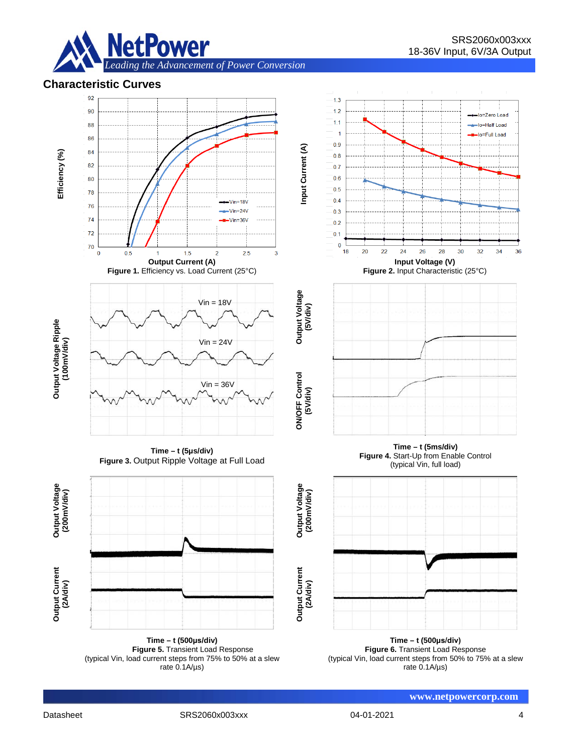## Characteristic Curves

Output Current (A)

**Figure 1.** Efficiency vs. Load Current (25°C)

Input Voltage (V)

**Figure 2.** Input Characteristic (25°C)

Time – t (5μs/div)

**Figure 3.** Output Ripple Voltage at Full Load

Time – t (5ms/div)

**Figure 4.** Start-Up from Enable Control (typical Vin, full load)

Time – t (500μs/div)

**Figure 5.** Transient Load Response (typical Vin, load current steps from 75% to 50% at a slew rate 0.1A/μs)

Time – t (500μs/div)

**Figure 6.** Transient Load Response (typical Vin, load current steps from 50% to 75% at a slew rate 0.1A/μs)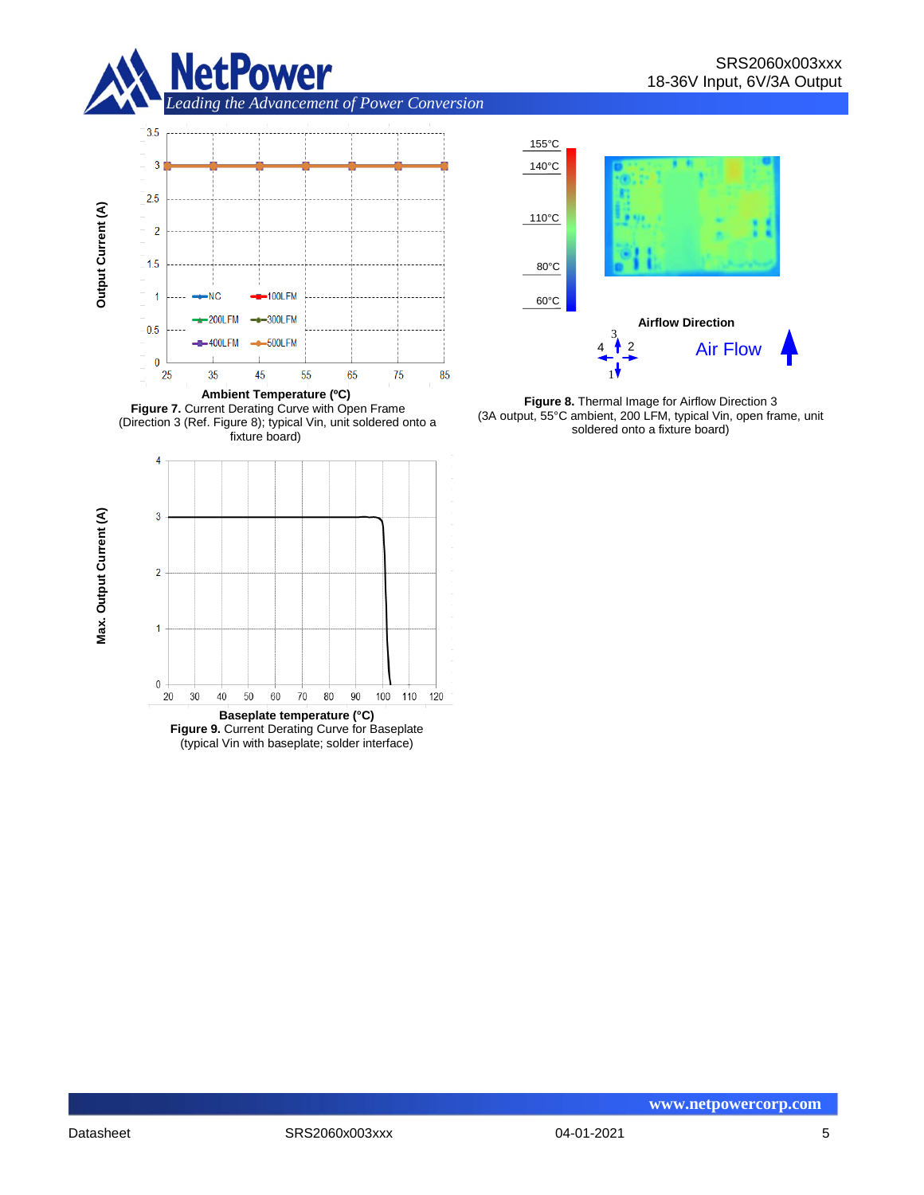**Figure 7.** Current Derating Curve with Open Frame (Direction 3 (Ref. Figure 8); typical Vin, unit soldered onto a fixture board)

**Figure 8.** Thermal Image for Airflow Direction 3 (3A output, 55°C ambient, 200 LFM, typical Vin, open frame, unit soldered onto a fixture board)

**Figure 9.** Current Derating Curve for Baseplate (typical Vin with baseplate; solder interface)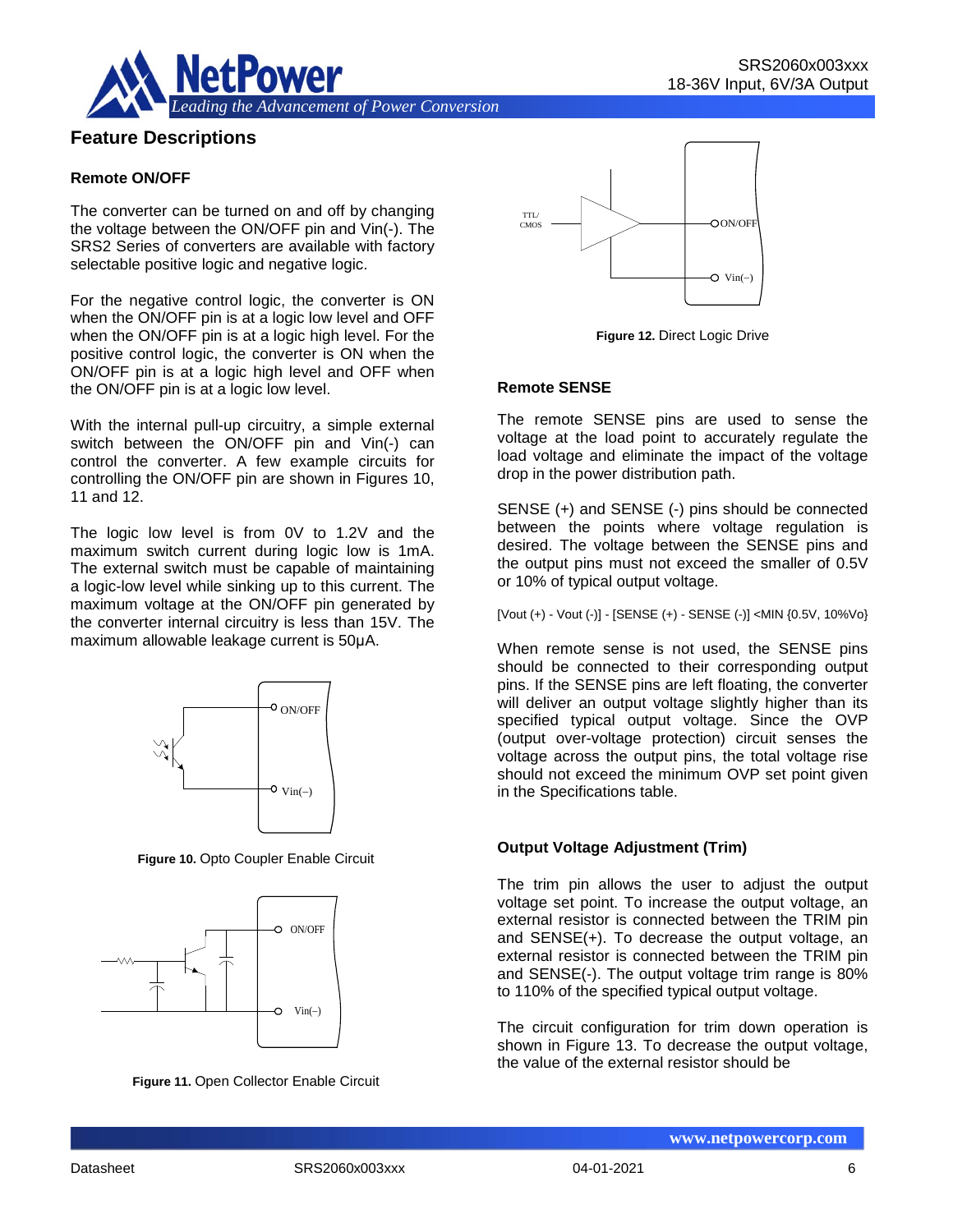## Feature Descriptions

### Remote ON/OFF

The converter can be turned on and off by changing the voltage between the ON/OFF pin and Vin(-). The SRS2 Series of converters are available with factory selectable positive logic and negative logic.

For the negative control logic, the converter is ON when the ON/OFF pin is at a logic low level and OFF when the ON/OFF pin is at a logic high level. For the positive control logic, the converter is ON when the ON/OFF pin is at a logic high level and OFF when the ON/OFF pin is at a logic low level.

With the internal pull-up circuitry, a simple external switch between the ON/OFF pin and Vin(-) can control the converter. A few example circuits for controlling the ON/OFF pin are shown in Figures 10, 11 and 12.

The logic low level is from 0V to 1.2V and the maximum switch current during logic low is 1mA. The external switch must be capable of maintaining a logic-low level while sinking up to this current. The maximum voltage at the ON/OFF pin generated by the converter internal circuitry is less than 15V. The maximum allowable leakage current is 50µA.

**Figure 10.** Opto Coupler Enable Circuit

**Figure 11.** Open Collector Enable Circuit

**Figure 12.** Direct Logic Drive

### Remote SENSE

The remote SENSE pins are used to sense the voltage at the load point to accurately regulate the load voltage and eliminate the impact of the voltage drop in the power distribution path.

SENSE (+) and SENSE (-) pins should be connected between the points where voltage regulation is desired. The voltage between the SENSE pins and the output pins must not exceed the smaller of 0.5V or 10% of typical output voltage.

[Vout (+) - Vout (-)] - [SENSE (+) - SENSE (-)] <MIN {0.5V, 10%Vo}

When remote sense is not used, the SENSE pins should be connected to their corresponding output pins. If the SENSE pins are left floating, the converter will deliver an output voltage slightly higher than its specified typical output voltage. Since the OVP (output over-voltage protection) circuit senses the voltage across the output pins, the total voltage rise should not exceed the minimum OVP set point given in the Specifications table.

### Output Voltage Adjustment (Trim)

The trim pin allows the user to adjust the output voltage set point. To increase the output voltage, an external resistor is connected between the TRIM pin and SENSE(+). To decrease the output voltage, an external resistor is connected between the TRIM pin and SENSE(-). The output voltage trim range is 80% to 110% of the specified typical output voltage.

The circuit configuration for trim down operation is shown in Figure 13. To decrease the output voltage, the value of the external resistor should be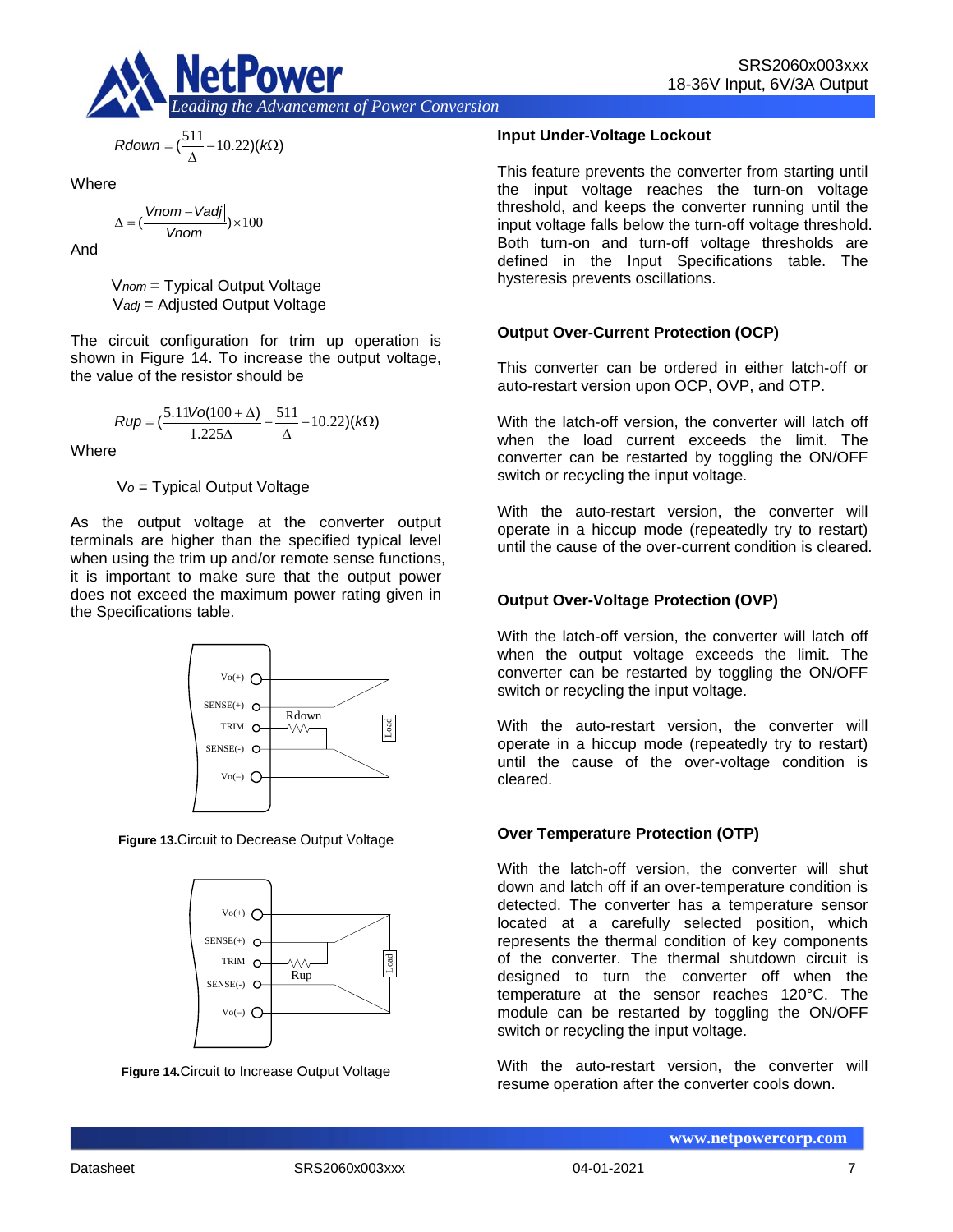$$Rdown = (\frac{511}{\Delta} - 10.22)(k\Omega)$$

Where

$$\Delta = (\frac{|Vnom - Vadj|}{Vnom}) \times 100$$

And

$V_{nom}$ = Typical Output Voltage
$V_{adj}$ = Adjusted Output Voltage

The circuit configuration for trim up operation is shown in Figure 14. To increase the output voltage, the value of the resistor should be

$$Rup = (\frac{5.11Vo(100 + \Delta)}{1.225\Delta} - \frac{511}{\Delta} - 10.22)(k\Omega)$$

Where

$V_o$ = Typical Output Voltage

As the output voltage at the converter output terminals are higher than the specified typical level when using the trim up and/or remote sense functions, it is important to make sure that the output power does not exceed the maximum power rating given in the Specifications table.

**Figure 13.** Circuit to Decrease Output Voltage

**Figure 14.** Circuit to Increase Output Voltage

### Input Under-Voltage Lockout

This feature prevents the converter from starting until the input voltage reaches the turn-on voltage threshold, and keeps the converter running until the input voltage falls below the turn-off voltage threshold. Both turn-on and turn-off voltage thresholds are defined in the Input Specifications table. The hysteresis prevents oscillations.

### Output Over-Current Protection (OCP)

This converter can be ordered in either latch-off or auto-restart version upon OCP, OVP, and OTP.

With the latch-off version, the converter will latch off when the load current exceeds the limit. The converter can be restarted by toggling the ON/OFF switch or recycling the input voltage.

With the auto-restart version, the converter will operate in a hiccup mode (repeatedly try to restart) until the cause of the over-current condition is cleared.

### Output Over-Voltage Protection (OVP)

With the latch-off version, the converter will latch off when the output voltage exceeds the limit. The converter can be restarted by toggling the ON/OFF switch or recycling the input voltage.

With the auto-restart version, the converter will operate in a hiccup mode (repeatedly try to restart) until the cause of the over-voltage condition is cleared.

### Over Temperature Protection (OTP)

With the latch-off version, the converter will shut down and latch off if an over-temperature condition is detected. The converter has a temperature sensor located at a carefully selected position, which represents the thermal condition of key components of the converter. The thermal shutdown circuit is designed to turn the converter off when the temperature at the sensor reaches 120°C. The module can be restarted by toggling the ON/OFF switch or recycling the input voltage.

With the auto-restart version, the converter will resume operation after the converter cools down.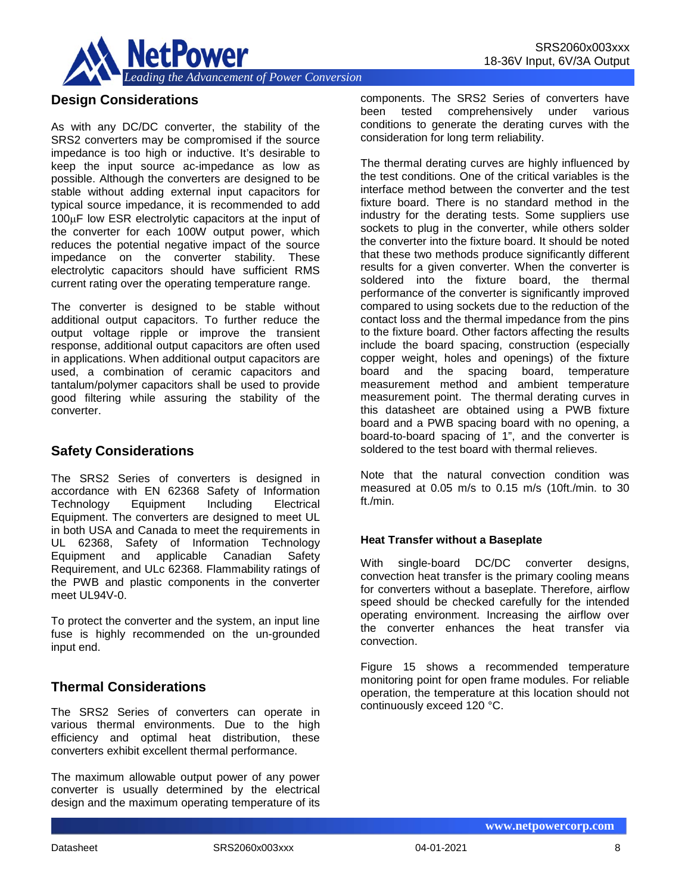## Design Considerations

As with any DC/DC converter, the stability of the SRS2 converters may be compromised if the source impedance is too high or inductive. It's desirable to keep the input source ac-impedance as low as possible. Although the converters are designed to be stable without adding external input capacitors for typical source impedance, it is recommended to add 100μF low ESR electrolytic capacitors at the input of the converter for each 100W output power, which reduces the potential negative impact of the source impedance on the converter stability. These electrolytic capacitors should have sufficient RMS current rating over the operating temperature range.

The converter is designed to be stable without additional output capacitors. To further reduce the output voltage ripple or improve the transient response, additional output capacitors are often used in applications. When additional output capacitors are used, a combination of ceramic capacitors and tantalum/polymer capacitors shall be used to provide good filtering while assuring the stability of the converter.

## Safety Considerations

The SRS2 Series of converters is designed in accordance with EN 62368 Safety of Information Technology Equipment Including Electrical Equipment. The converters are designed to meet UL in both USA and Canada to meet the requirements in UL 62368, Safety of Information Technology Equipment and applicable Canadian Safety Requirement, and ULc 62368. Flammability ratings of the PWB and plastic components in the converter meet UL94V-0.

To protect the converter and the system, an input line fuse is highly recommended on the un-grounded input end.

## Thermal Considerations

The SRS2 Series of converters can operate in various thermal environments. Due to the high efficiency and optimal heat distribution, these converters exhibit excellent thermal performance.

The maximum allowable output power of any power converter is usually determined by the electrical design and the maximum operating temperature of its components. The SRS2 Series of converters have been tested comprehensively under various conditions to generate the derating curves with the consideration for long term reliability.

The thermal derating curves are highly influenced by the test conditions. One of the critical variables is the interface method between the converter and the test fixture board. There is no standard method in the industry for the derating tests. Some suppliers use sockets to plug in the converter, while others solder the converter into the fixture board. It should be noted that these two methods produce significantly different results for a given converter. When the converter is soldered into the fixture board, the thermal performance of the converter is significantly improved compared to using sockets due to the reduction of the contact loss and the thermal impedance from the pins to the fixture board. Other factors affecting the results include the board spacing, construction (especially copper weight, holes and openings) of the fixture board and the spacing board, temperature measurement method and ambient temperature measurement point. The thermal derating curves in this datasheet are obtained using a PWB fixture board and a PWB spacing board with no opening, a board-to-board spacing of 1", and the converter is soldered to the test board with thermal relieves.

Note that the natural convection condition was measured at 0.05 m/s to 0.15 m/s (10ft./min. to 30 ft./min.

### Heat Transfer without a Baseplate

With single-board DC/DC converter designs, convection heat transfer is the primary cooling means for converters without a baseplate. Therefore, airflow speed should be checked carefully for the intended operating environment. Increasing the airflow over the converter enhances the heat transfer via convection.

Figure 15 shows a recommended temperature monitoring point for open frame modules. For reliable operation, the temperature at this location should not continuously exceed 120 °C.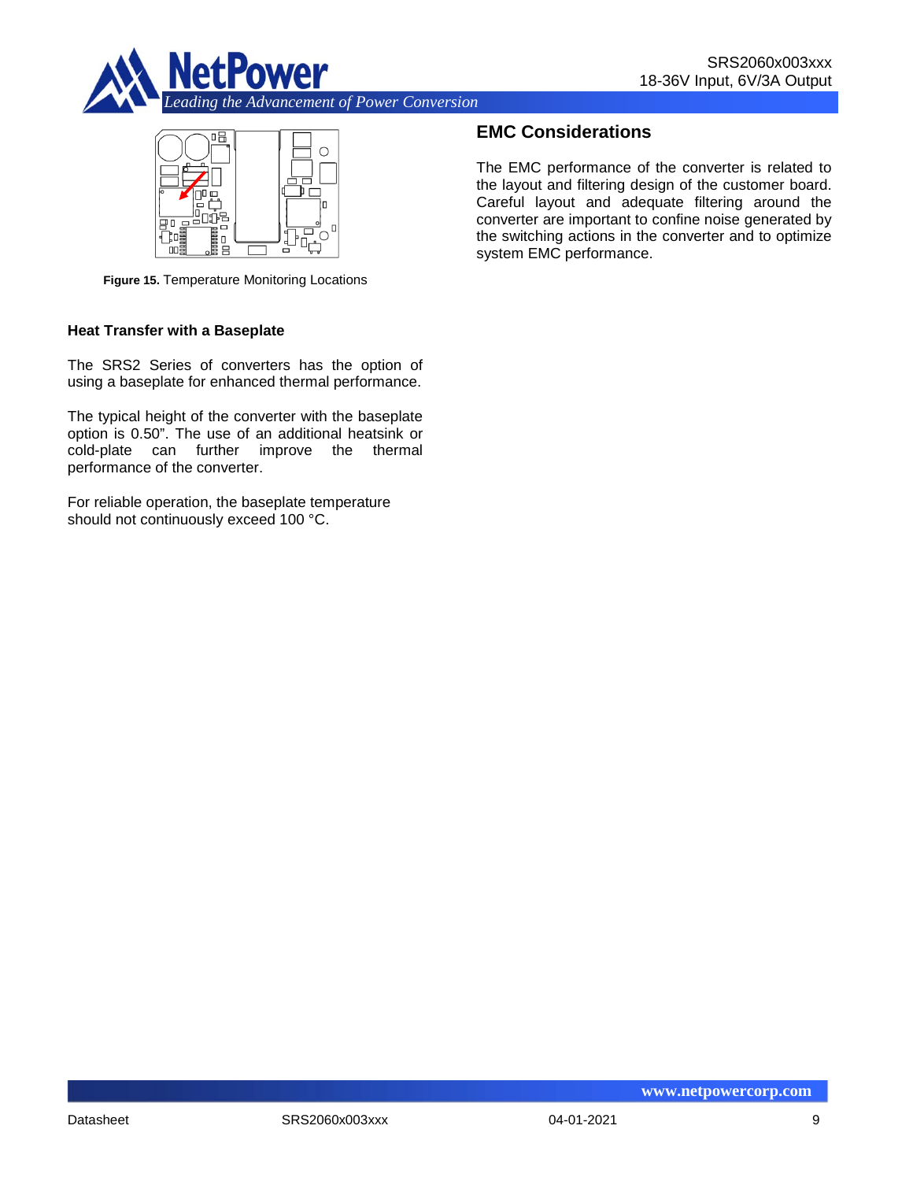Figure 15. Temperature Monitoring Locations

### Heat Transfer with a Baseplate

The SRS2 Series of converters has the option of using a baseplate for enhanced thermal performance.

The typical height of the converter with the baseplate option is 0.50”. The use of an additional heatsink or cold-plate can further improve the thermal performance of the converter.

For reliable operation, the baseplate temperature should not continuously exceed 100 °C.

## EMC Considerations

The EMC performance of the converter is related to the layout and filtering design of the customer board. Careful layout and adequate filtering around the converter are important to confine noise generated by the switching actions in the converter and to optimize system EMC performance.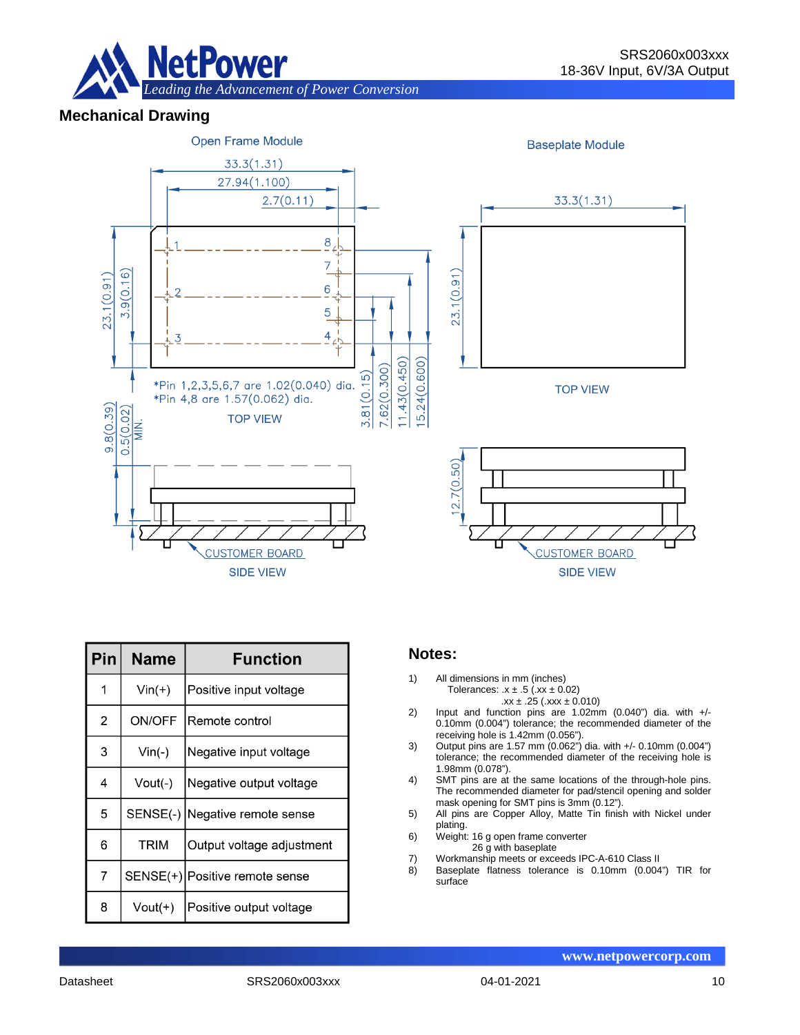## Mechanical Drawing

Open Frame Module

33.3(1.31)
27.94(1.100)
2.7(0.11)
23.1(0.91)
3.9(0.16)
3.81(0.15)
7.62(0.300)
11.43(0.450)
15.24(0.600)

*Pin 1,2,3,5,6,7 are 1.02(0.040) dia.
*Pin 4,8 are 1.57(0.062) dia.

TOP VIEW

9.8(0.39)
0.5(0.02) MIN.

CUSTOMER BOARD

SIDE VIEW

Baseplate Module

33.3(1.31)
23.1(0.91)

TOP VIEW

12.7(0.50)

CUSTOMER BOARD

SIDE VIEW

| Pin | Name | Function |
|---|---|---|
| 1 | Vin(+) | Positive input voltage |
| 2 | ON/OFF | Remote control |
| 3 | Vin(-) | Negative input voltage |
| 4 | Vout(-) | Negative output voltage |
| 5 | SENSE(-) | Negative remote sense |
| 6 | TRIM | Output voltage adjustment |
| 7 | SENSE(+) | Positive remote sense |
| 8 | Vout(+) | Positive output voltage |

### Notes:

1) All dimensions in mm (inches)
   Tolerances: .x ± .5 (.xx ± 0.02)
   .xx ± .25 (.xxx ± 0.010)
2) Input and function pins are 1.02mm (0.040") dia. with +/- 0.10mm (0.004") tolerance; the recommended diameter of the receiving hole is 1.42mm (0.056").
3) Output pins are 1.57 mm (0.062") dia. with +/- 0.10mm (0.004") tolerance; the recommended diameter of the receiving hole is 1.98mm (0.078").
4) SMT pins are at the same locations of the through-hole pins. The recommended diameter for pad/stencil opening and solder mask opening for SMT pins is 3mm (0.12").
5) All pins are Copper Alloy, Matte Tin finish with Nickel under plating.
6) Weight: 16 g open frame converter
   26 g with baseplate
7) Workmanship meets or exceeds IPC-A-610 Class II
8) Baseplate flatness tolerance is 0.10mm (0.004") TIR for surface